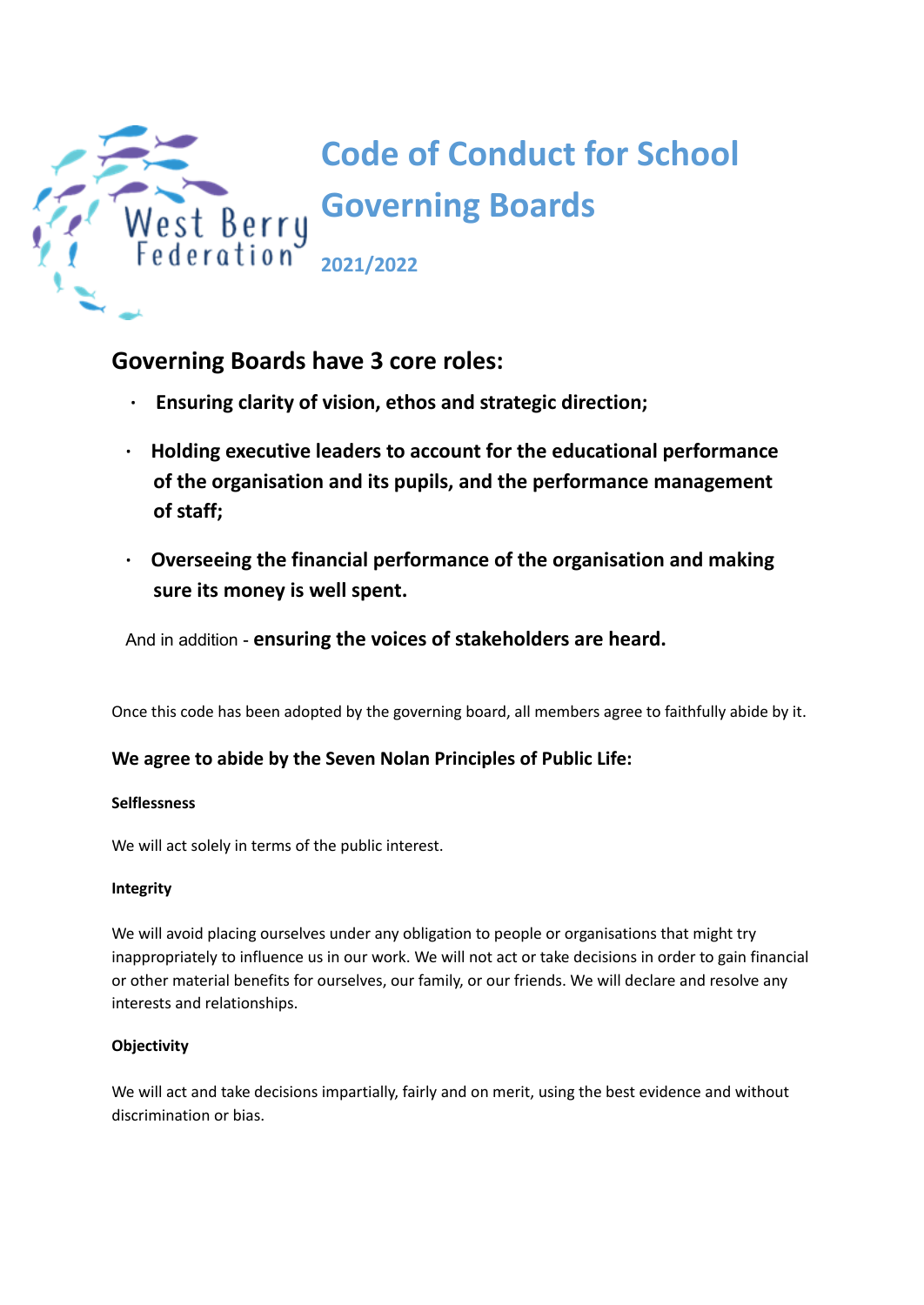# Code of Conduct for School Governing Boards

**2021/2022**

## Governing Boards have 3 core roles:

- **Ensuring clarity of vision, ethos and strategic direction;**
- **Holding executive leaders to account for the educational performance of the organisation and its pupils, and the performance management of staff;**
- **Overseeing the financial performance of the organisation and making sure its money is well spent.**

And in addition - **ensuring the voices of stakeholders are heard.**

Once this code has been adopted by the governing board, all members agree to faithfully abide by it.

### We agree to abide by the Seven Nolan Principles of Public Life:

#### Selflessness

We will act solely in terms of the public interest.

#### Integrity

We will avoid placing ourselves under any obligation to people or organisations that might try inappropriately to influence us in our work. We will not act or take decisions in order to gain financial or other material benefits for ourselves, our family, or our friends. We will declare and resolve any interests and relationships.

#### Objectivity

We will act and take decisions impartially, fairly and on merit, using the best evidence and without discrimination or bias.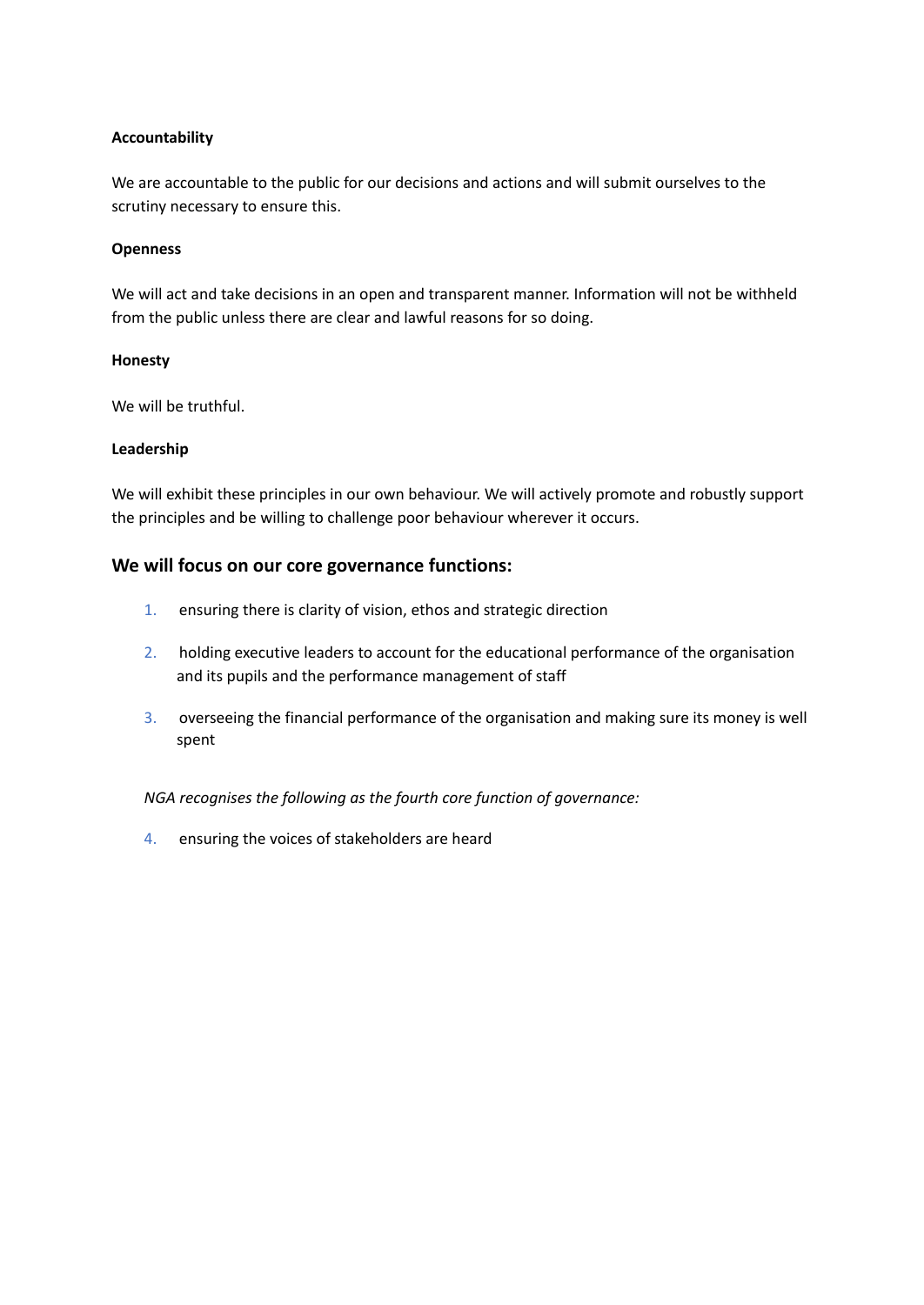**Accountability**

We are accountable to the public for our decisions and actions and will submit ourselves to the scrutiny necessary to ensure this.

**Openness**

We will act and take decisions in an open and transparent manner. Information will not be withheld from the public unless there are clear and lawful reasons for so doing.

**Honesty**

We will be truthful.

**Leadership**

We will exhibit these principles in our own behaviour. We will actively promote and robustly support the principles and be willing to challenge poor behaviour wherever it occurs.

## We will focus on our core governance functions:

1. ensuring there is clarity of vision, ethos and strategic direction
2. holding executive leaders to account for the educational performance of the organisation and its pupils and the performance management of staff
3. overseeing the financial performance of the organisation and making sure its money is well spent

*NGA recognises the following as the fourth core function of governance:*

4. ensuring the voices of stakeholders are heard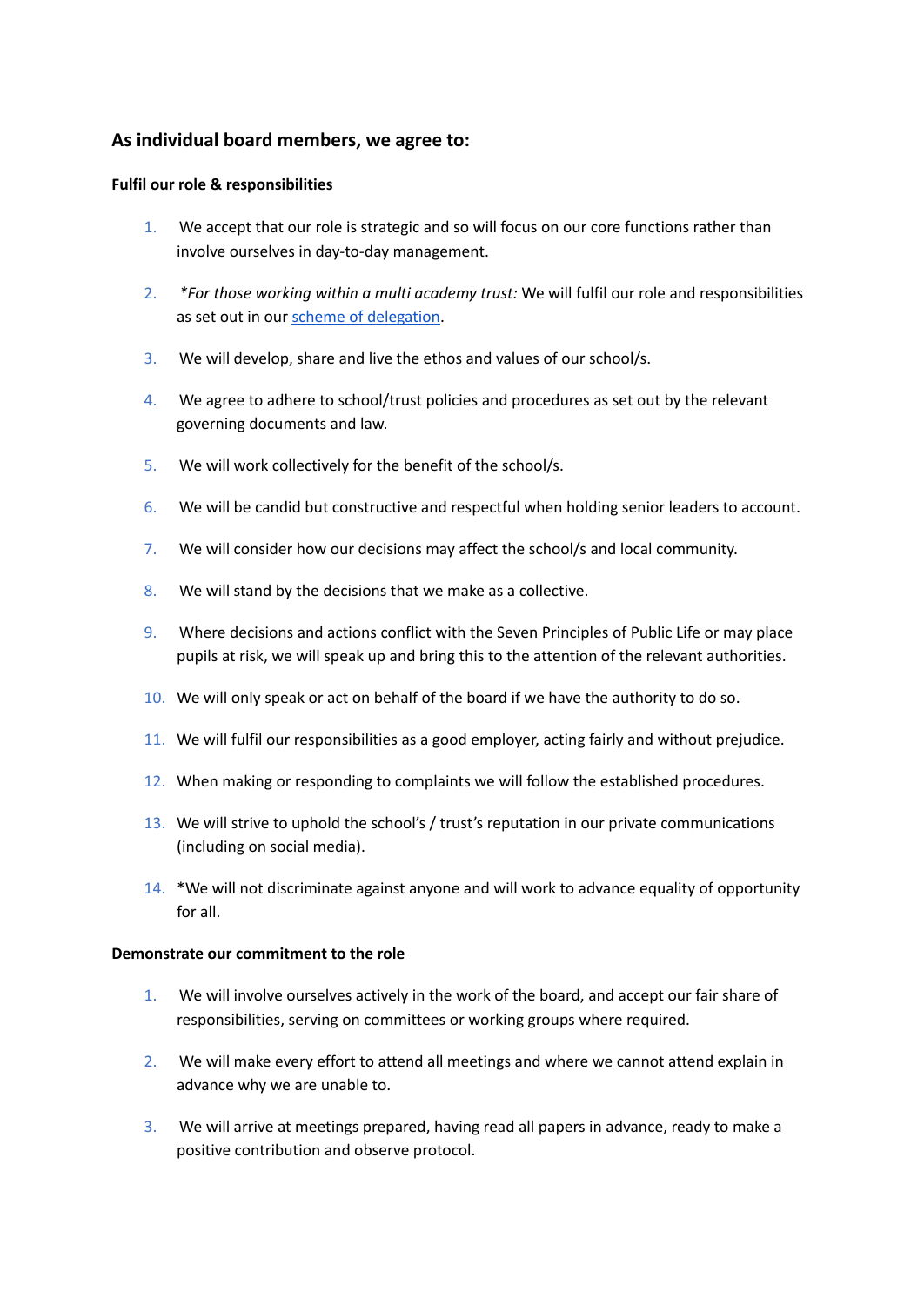## As individual board members, we agree to:

**Fulfil our role & responsibilities**

1. We accept that our role is strategic and so will focus on our core functions rather than involve ourselves in day-to-day management.
2. *\*For those working within a multi academy trust:* We will fulfil our role and responsibilities as set out in our [scheme of delegation](#).
3. We will develop, share and live the ethos and values of our school/s.
4. We agree to adhere to school/trust policies and procedures as set out by the relevant governing documents and law.
5. We will work collectively for the benefit of the school/s.
6. We will be candid but constructive and respectful when holding senior leaders to account.
7. We will consider how our decisions may affect the school/s and local community.
8. We will stand by the decisions that we make as a collective.
9. Where decisions and actions conflict with the Seven Principles of Public Life or may place pupils at risk, we will speak up and bring this to the attention of the relevant authorities.
10. We will only speak or act on behalf of the board if we have the authority to do so.
11. We will fulfil our responsibilities as a good employer, acting fairly and without prejudice.
12. When making or responding to complaints we will follow the established procedures.
13. We will strive to uphold the school's / trust's reputation in our private communications (including on social media).
14. *We will not discriminate against anyone and will work to advance equality of opportunity for all.

**Demonstrate our commitment to the role**

1. We will involve ourselves actively in the work of the board, and accept our fair share of responsibilities, serving on committees or working groups where required.
2. We will make every effort to attend all meetings and where we cannot attend explain in advance why we are unable to.
3. We will arrive at meetings prepared, having read all papers in advance, ready to make a positive contribution and observe protocol.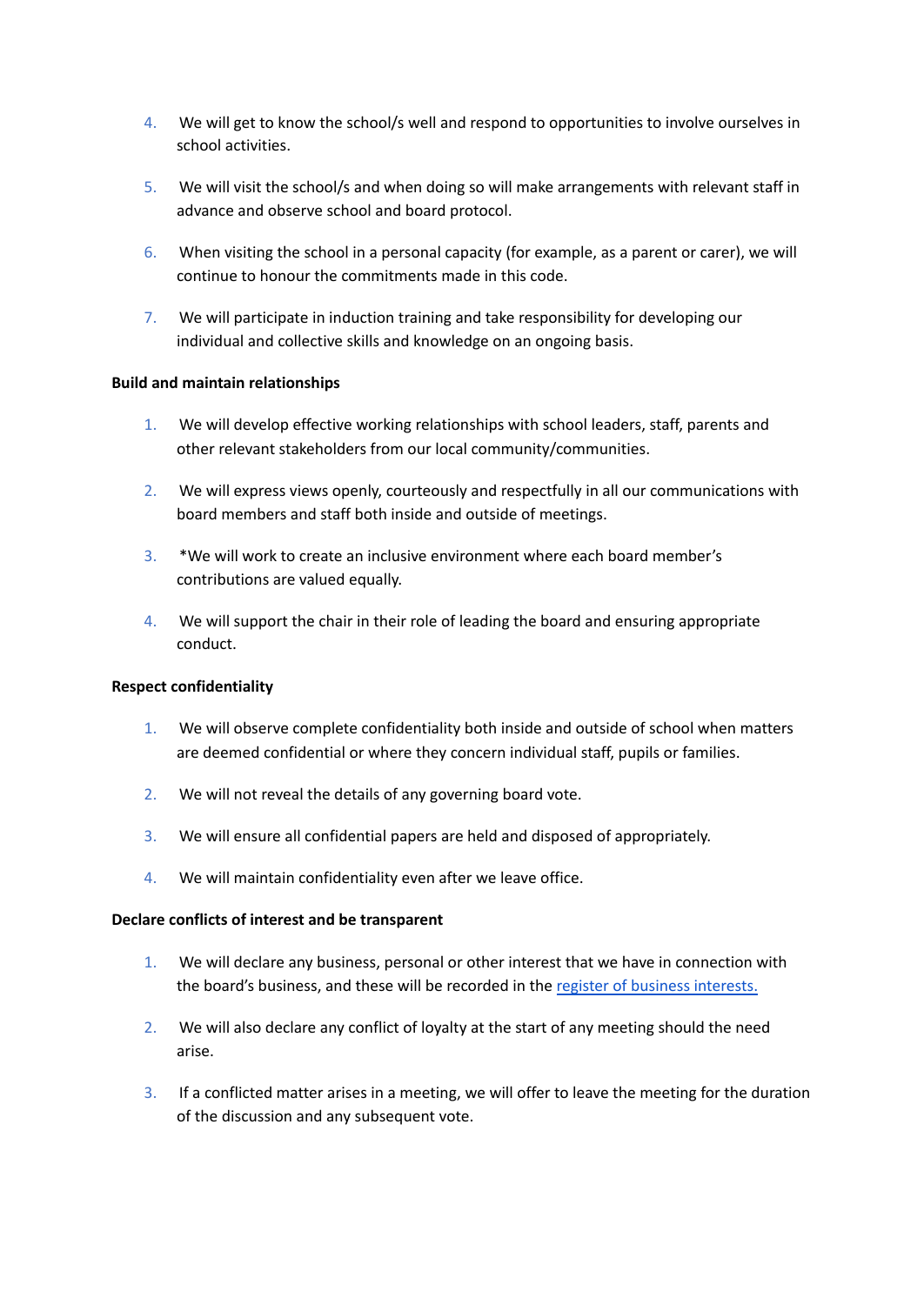4. We will get to know the school/s well and respond to opportunities to involve ourselves in school activities.
5. We will visit the school/s and when doing so will make arrangements with relevant staff in advance and observe school and board protocol.
6. When visiting the school in a personal capacity (for example, as a parent or carer), we will continue to honour the commitments made in this code.
7. We will participate in induction training and take responsibility for developing our individual and collective skills and knowledge on an ongoing basis.

**Build and maintain relationships**

1. We will develop effective working relationships with school leaders, staff, parents and other relevant stakeholders from our local community/communities.
2. We will express views openly, courteously and respectfully in all our communications with board members and staff both inside and outside of meetings.
3. *We will work to create an inclusive environment where each board member's contributions are valued equally.
4. We will support the chair in their role of leading the board and ensuring appropriate conduct.

**Respect confidentiality**

1. We will observe complete confidentiality both inside and outside of school when matters are deemed confidential or where they concern individual staff, pupils or families.
2. We will not reveal the details of any governing board vote.
3. We will ensure all confidential papers are held and disposed of appropriately.
4. We will maintain confidentiality even after we leave office.

**Declare conflicts of interest and be transparent**

1. We will declare any business, personal or other interest that we have in connection with the board's business, and these will be recorded in the [register of business interests.]
2. We will also declare any conflict of loyalty at the start of any meeting should the need arise.
3. If a conflicted matter arises in a meeting, we will offer to leave the meeting for the duration of the discussion and any subsequent vote.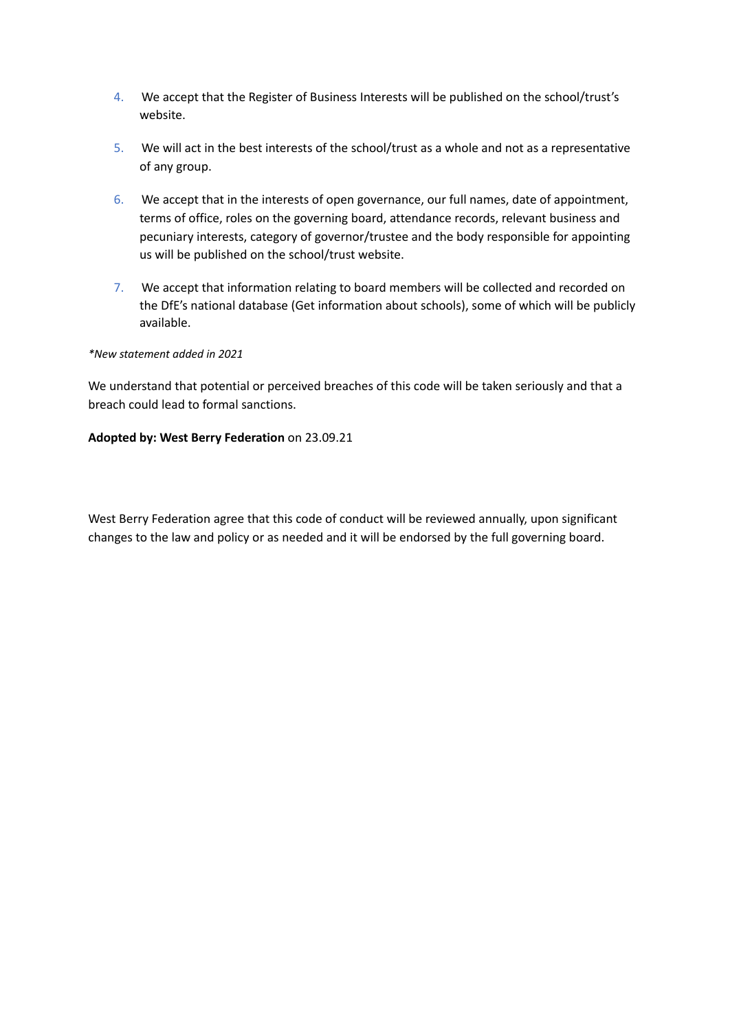4. We accept that the Register of Business Interests will be published on the school/trust's website.
5. We will act in the best interests of the school/trust as a whole and not as a representative of any group.
6. We accept that in the interests of open governance, our full names, date of appointment, terms of office, roles on the governing board, attendance records, relevant business and pecuniary interests, category of governor/trustee and the body responsible for appointing us will be published on the school/trust website.
7. We accept that information relating to board members will be collected and recorded on the DfE's national database (Get information about schools), some of which will be publicly available.

*\*New statement added in 2021*

We understand that potential or perceived breaches of this code will be taken seriously and that a breach could lead to formal sanctions.

**Adopted by: West Berry Federation** on 23.09.21

West Berry Federation agree that this code of conduct will be reviewed annually, upon significant changes to the law and policy or as needed and it will be endorsed by the full governing board.